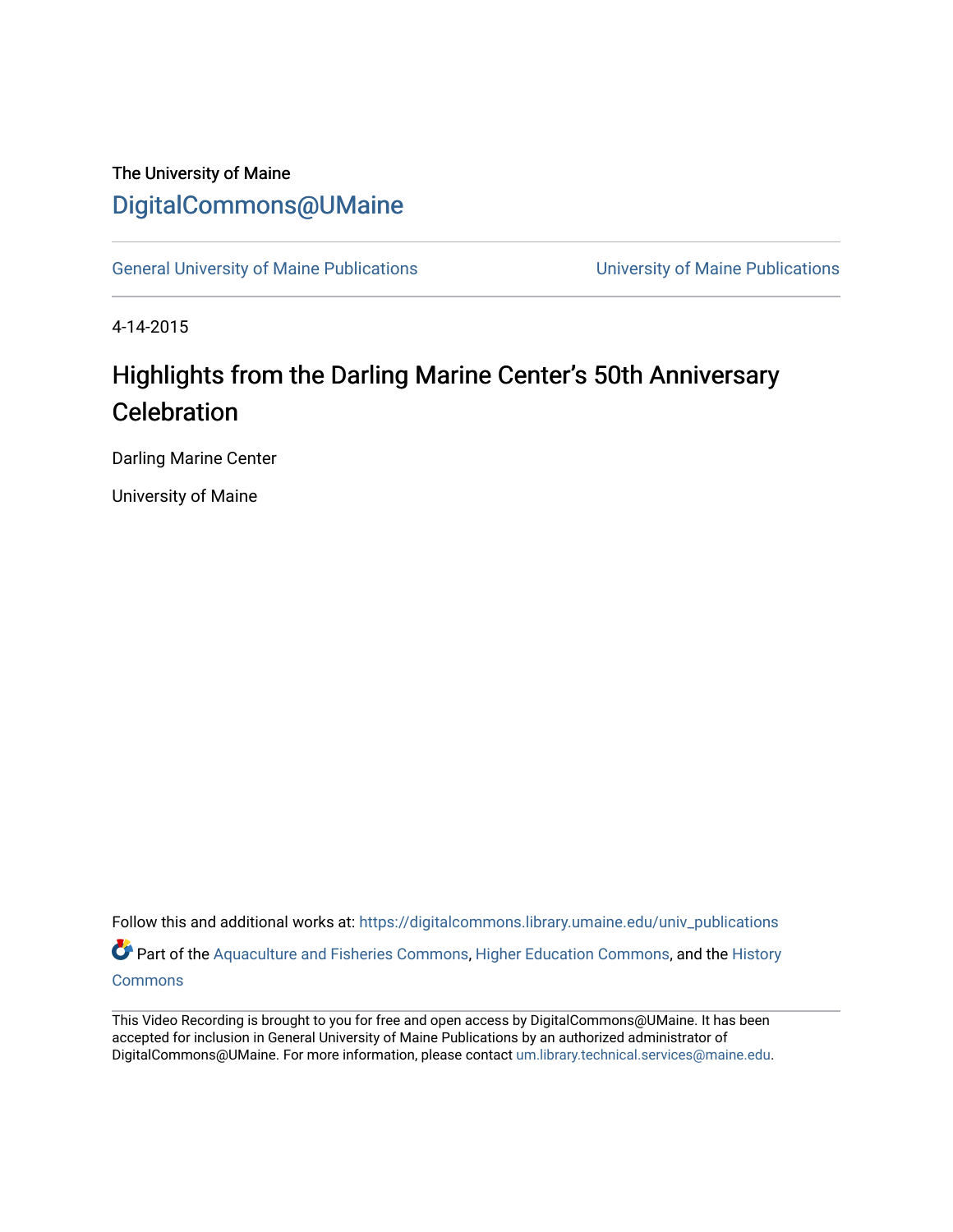The University of Maine

DigitalCommons@UMaine

General University of Maine Publications | University of Maine Publications

4-14-2015

# Highlights from the Darling Marine Center's 50th Anniversary Celebration

Darling Marine Center

University of Maine

Follow this and additional works at: https://digitalcommons.library.umaine.edu/univ_publications

Part of the Aquaculture and Fisheries Commons, Higher Education Commons, and the History Commons

This Video Recording is brought to you for free and open access by DigitalCommons@UMaine. It has been accepted for inclusion in General University of Maine Publications by an authorized administrator of DigitalCommons@UMaine. For more information, please contact um.library.technical.services@maine.edu.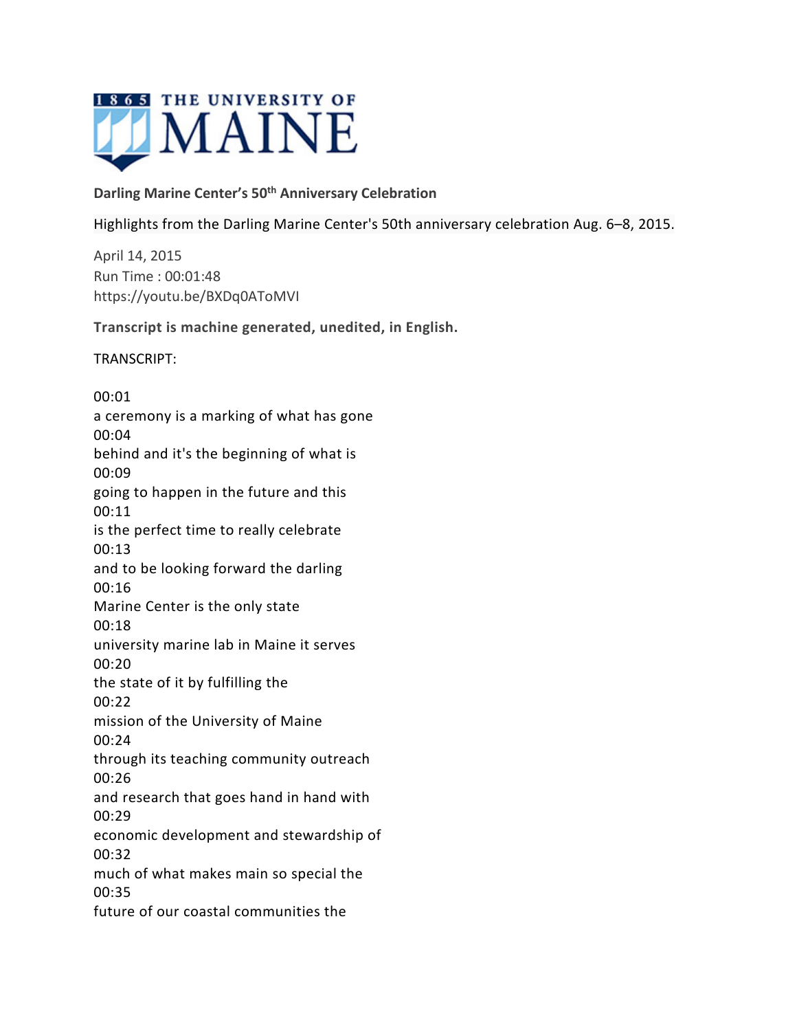**Darling Marine Center's 50th Anniversary Celebration**

Highlights from the Darling Marine Center's 50th anniversary celebration Aug. 6–8, 2015.

April 14, 2015
Run Time : 00:01:48
https://youtu.be/BXDq0AToMVI

**Transcript is machine generated, unedited, in English.**

TRANSCRIPT:

00:01
a ceremony is a marking of what has gone
00:04
behind and it's the beginning of what is
00:09
going to happen in the future and this
00:11
is the perfect time to really celebrate
00:13
and to be looking forward the darling
00:16
Marine Center is the only state
00:18
university marine lab in Maine it serves
00:20
the state of it by fulfilling the
00:22
mission of the University of Maine
00:24
through its teaching community outreach
00:26
and research that goes hand in hand with
00:29
economic development and stewardship of
00:32
much of what makes main so special the
00:35
future of our coastal communities the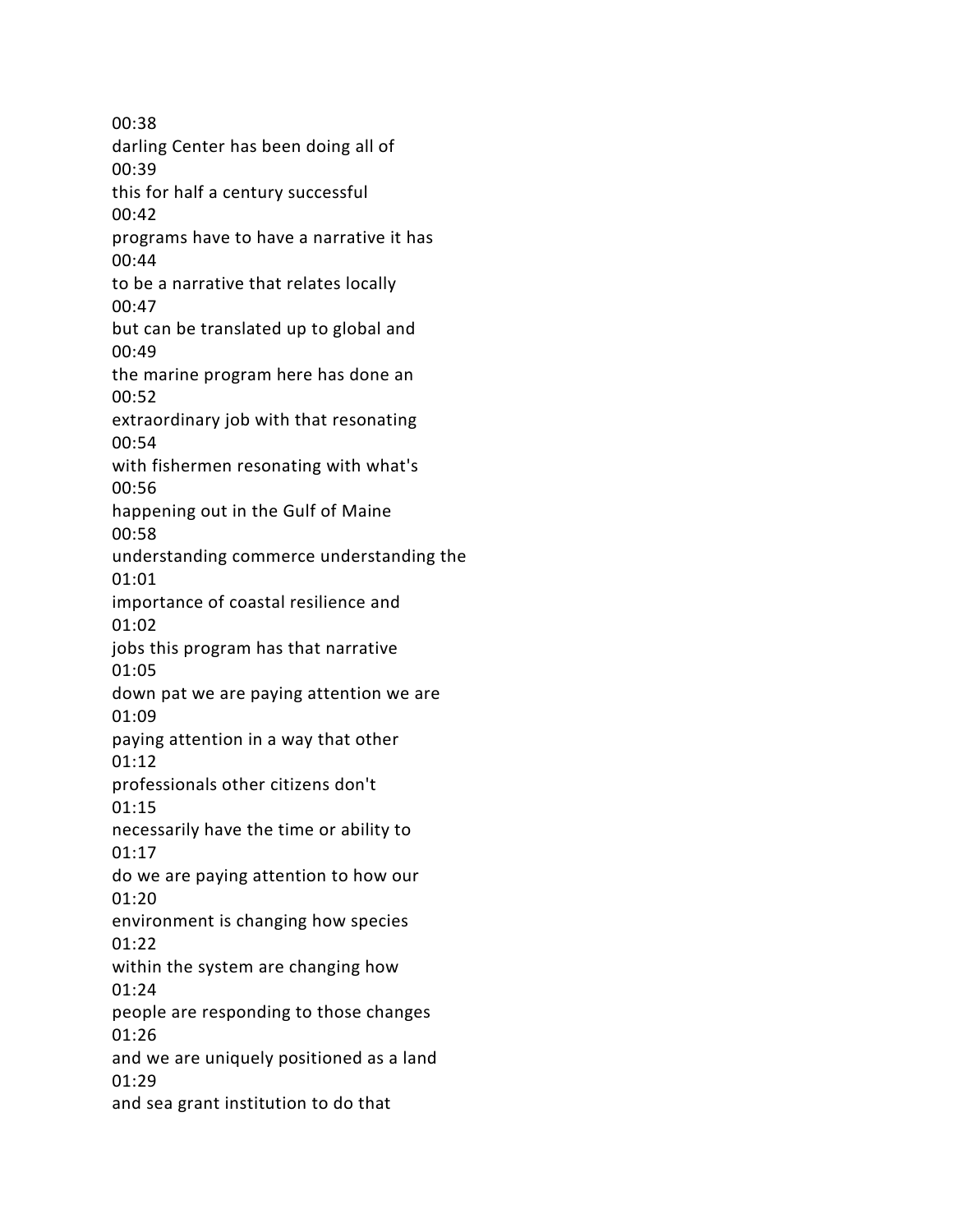00:38
darling Center has been doing all of
00:39
this for half a century successful
00:42
programs have to have a narrative it has
00:44
to be a narrative that relates locally
00:47
but can be translated up to global and
00:49
the marine program here has done an
00:52
extraordinary job with that resonating
00:54
with fishermen resonating with what's
00:56
happening out in the Gulf of Maine
00:58
understanding commerce understanding the
01:01
importance of coastal resilience and
01:02
jobs this program has that narrative
01:05
down pat we are paying attention we are
01:09
paying attention in a way that other
01:12
professionals other citizens don't
01:15
necessarily have the time or ability to
01:17
do we are paying attention to how our
01:20
environment is changing how species
01:22
within the system are changing how
01:24
people are responding to those changes
01:26
and we are uniquely positioned as a land
01:29
and sea grant institution to do that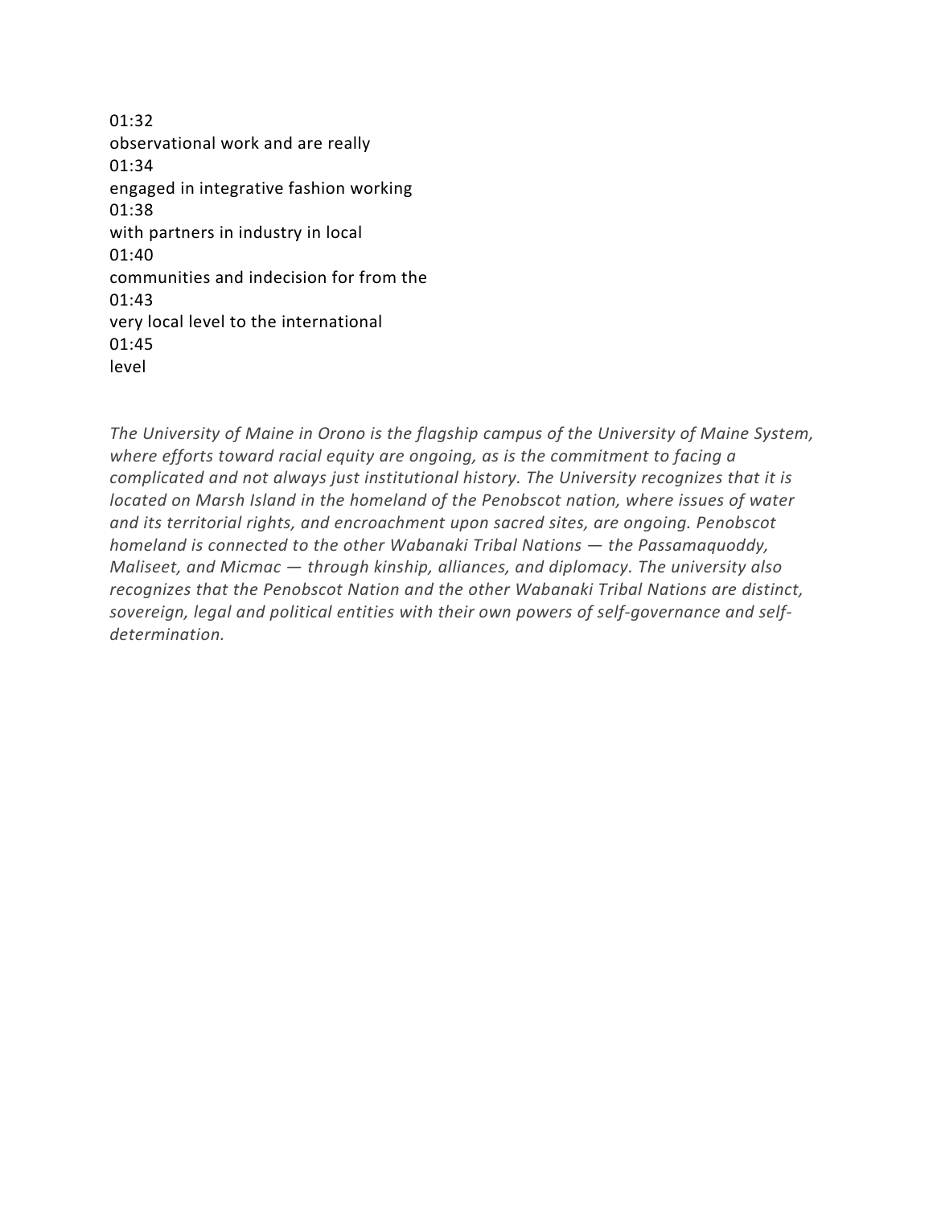01:32
observational work and are really
01:34
engaged in integrative fashion working
01:38
with partners in industry in local
01:40
communities and indecision for from the
01:43
very local level to the international
01:45
level

*The University of Maine in Orono is the flagship campus of the University of Maine System, where efforts toward racial equity are ongoing, as is the commitment to facing a complicated and not always just institutional history. The University recognizes that it is located on Marsh Island in the homeland of the Penobscot nation, where issues of water and its territorial rights, and encroachment upon sacred sites, are ongoing. Penobscot homeland is connected to the other Wabanaki Tribal Nations — the Passamaquoddy, Maliseet, and Micmac — through kinship, alliances, and diplomacy. The university also recognizes that the Penobscot Nation and the other Wabanaki Tribal Nations are distinct, sovereign, legal and political entities with their own powers of self-governance and self-determination.*